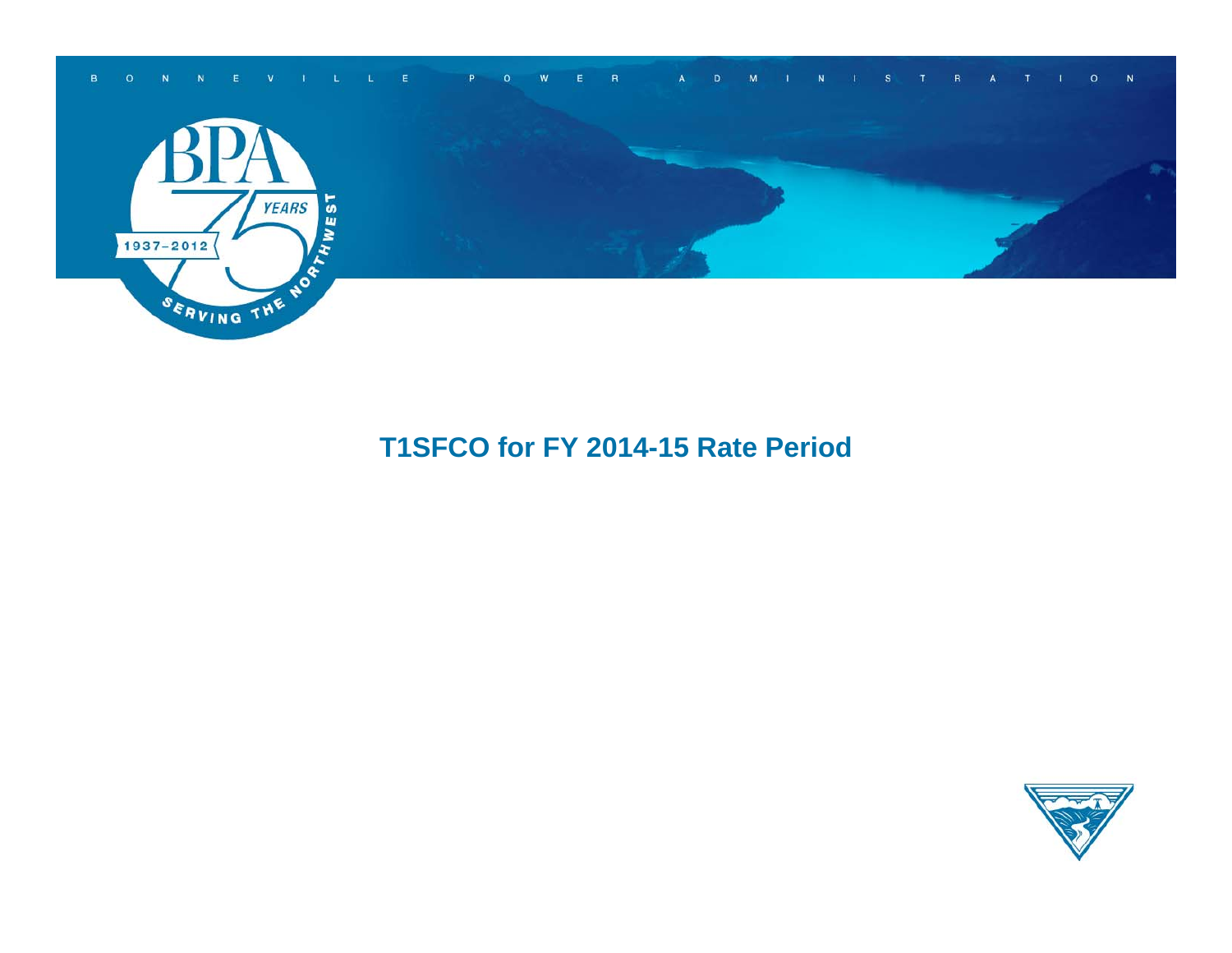B O N N E V I L L E   P O W E R   A D M I N I S T R A T I O N

# T1SFCO for FY 2014-15 Rate Period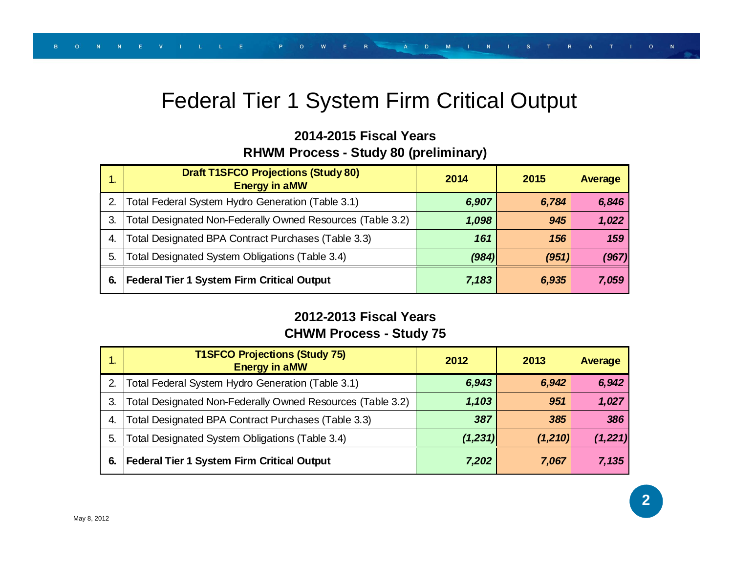# Federal Tier 1 System Firm Critical Output

### 2014-2015 Fiscal Years
### RHWM Process - Study 80 (preliminary)

| 1. | **Draft T1SFCO Projections (Study 80) Energy in aMW** | **2014** | **2015** | **Average** |
|---|---|---|---|---|
| 2. | Total Federal System Hydro Generation (Table 3.1) | *6,907* | *6,784* | *6,846* |
| 3. | Total Designated Non-Federally Owned Resources (Table 3.2) | *1,098* | *945* | *1,022* |
| 4. | Total Designated BPA Contract Purchases (Table 3.3) | *161* | *156* | *159* |
| 5. | Total Designated System Obligations (Table 3.4) | *(984)* | *(951)* | *(967)* |
| **6.** | **Federal Tier 1 System Firm Critical Output** | ***7,183*** | ***6,935*** | ***7,059*** |

### 2012-2013 Fiscal Years
### CHWM Process - Study 75

| 1. | **T1SFCO Projections (Study 75) Energy in aMW** | **2012** | **2013** | **Average** |
|---|---|---|---|---|
| 2. | Total Federal System Hydro Generation (Table 3.1) | *6,943* | *6,942* | *6,942* |
| 3. | Total Designated Non-Federally Owned Resources (Table 3.2) | *1,103* | *951* | *1,027* |
| 4. | Total Designated BPA Contract Purchases (Table 3.3) | *387* | *385* | *386* |
| 5. | Total Designated System Obligations (Table 3.4) | *(1,231)* | *(1,210)* | *(1,221)* |
| **6.** | **Federal Tier 1 System Firm Critical Output** | ***7,202*** | ***7,067*** | ***7,135*** |

May 8, 2012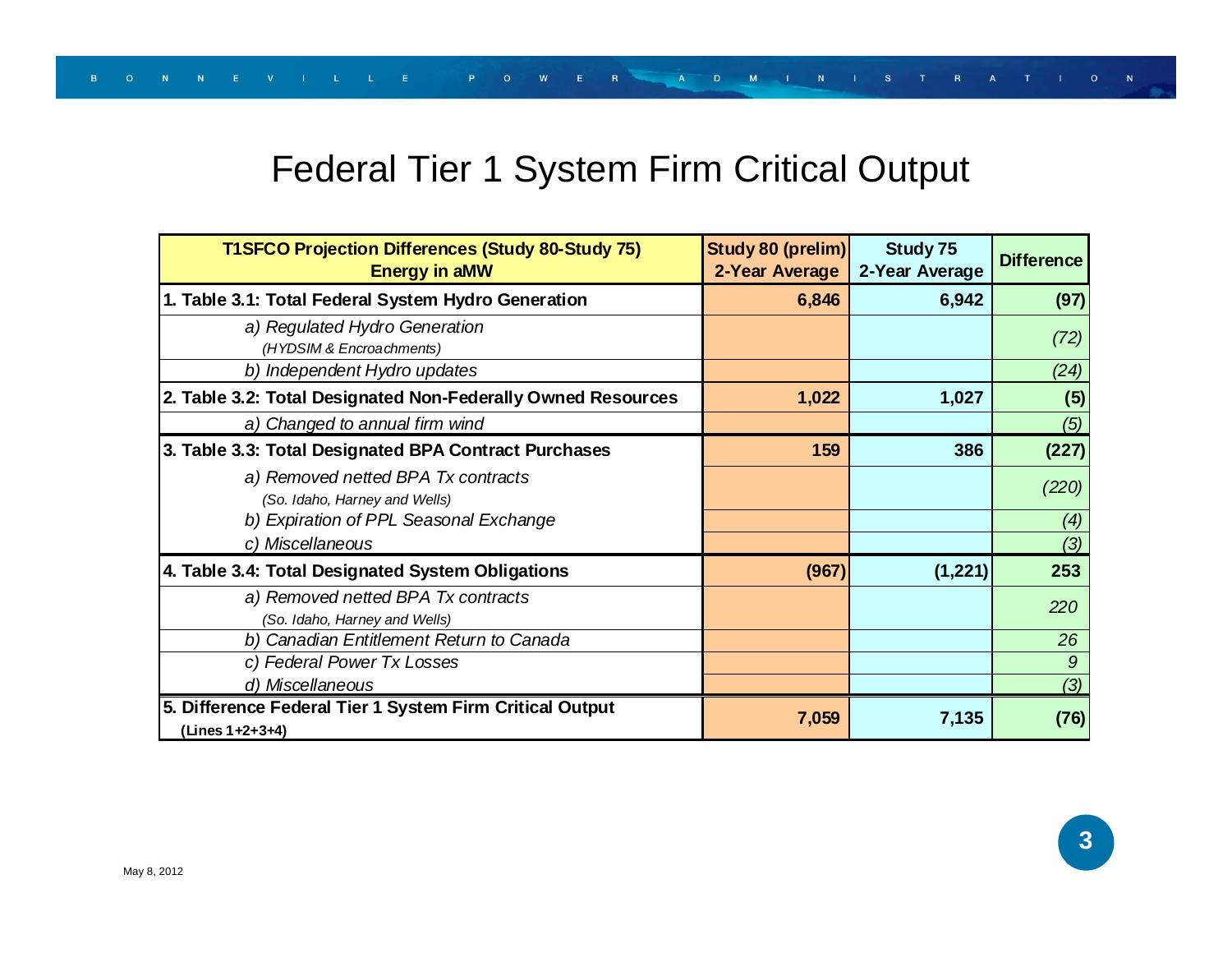# Federal Tier 1 System Firm Critical Output

| T1SFCO Projection Differences (Study 80-Study 75) Energy in aMW | Study 80 (prelim) 2-Year Average | Study 75 2-Year Average | Difference |
|---|---|---|---|
| **1. Table 3.1: Total Federal System Hydro Generation** | **6,846** | **6,942** | **(97)** |
| *a) Regulated Hydro Generation (HYDSIM & Encroachments)* | | | *(72)* |
| *b) Independent Hydro updates* | | | *(24)* |
| **2. Table 3.2: Total Designated Non-Federally Owned Resources** | **1,022** | **1,027** | **(5)** |
| *a) Changed to annual firm wind* | | | *(5)* |
| **3. Table 3.3: Total Designated BPA Contract Purchases** | **159** | **386** | **(227)** |
| *a) Removed netted BPA Tx contracts (So. Idaho, Harney and Wells)* | | | *(220)* |
| *b) Expiration of PPL Seasonal Exchange* | | | *(4)* |
| *c) Miscellaneous* | | | *(3)* |
| **4. Table 3.4: Total Designated System Obligations** | **(967)** | **(1,221)** | **253** |
| *a) Removed netted BPA Tx contracts (So. Idaho, Harney and Wells)* | | | *220* |
| *b) Canadian Entitlement Return to Canada* | | | *26* |
| *c) Federal Power Tx Losses* | | | *9* |
| *d) Miscellaneous* | | | *(3)* |
| **5. Difference Federal Tier 1 System Firm Critical Output (Lines 1+2+3+4)** | **7,059** | **7,135** | **(76)** |

May 8, 2012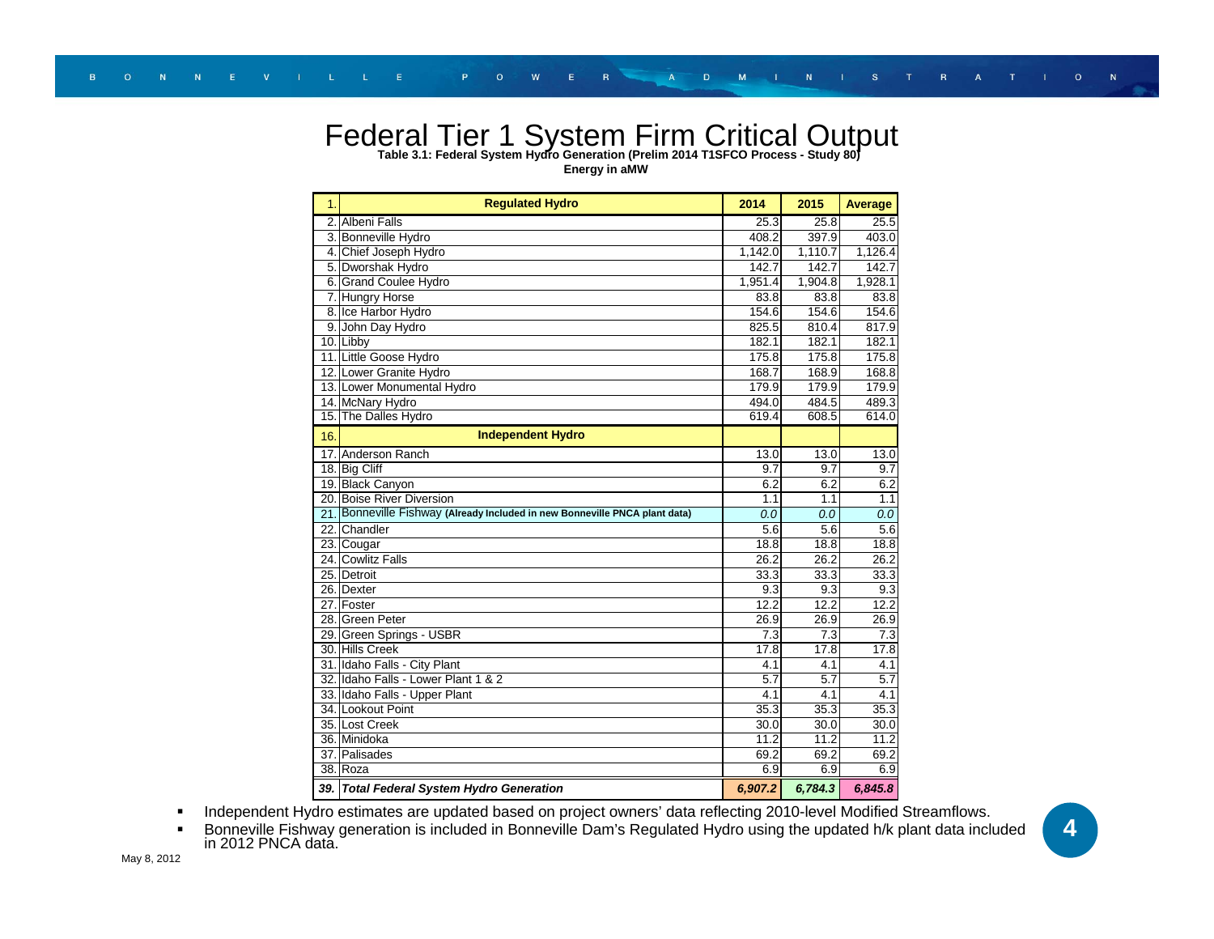# Federal Tier 1 System Firm Critical Output

**Table 3.1: Federal System Hydro Generation (Prelim 2014 T1SFCO Process - Study 80)**

**Energy in aMW**

| 1. | **Regulated Hydro** | **2014** | **2015** | **Average** |
|---|---|---|---|---|
| 2. | Albeni Falls | 25.3 | 25.8 | 25.5 |
| 3. | Bonneville Hydro | 408.2 | 397.9 | 403.0 |
| 4. | Chief Joseph Hydro | 1,142.0 | 1,110.7 | 1,126.4 |
| 5. | Dworshak Hydro | 142.7 | 142.7 | 142.7 |
| 6. | Grand Coulee Hydro | 1,951.4 | 1,904.8 | 1,928.1 |
| 7. | Hungry Horse | 83.8 | 83.8 | 83.8 |
| 8. | Ice Harbor Hydro | 154.6 | 154.6 | 154.6 |
| 9. | John Day Hydro | 825.5 | 810.4 | 817.9 |
| 10. | Libby | 182.1 | 182.1 | 182.1 |
| 11. | Little Goose Hydro | 175.8 | 175.8 | 175.8 |
| 12. | Lower Granite Hydro | 168.7 | 168.9 | 168.8 |
| 13. | Lower Monumental Hydro | 179.9 | 179.9 | 179.9 |
| 14. | McNary Hydro | 494.0 | 484.5 | 489.3 |
| 15. | The Dalles Hydro | 619.4 | 608.5 | 614.0 |
| 16. | **Independent Hydro** | | | |
| 17. | Anderson Ranch | 13.0 | 13.0 | 13.0 |
| 18. | Big Cliff | 9.7 | 9.7 | 9.7 |
| 19. | Black Canyon | 6.2 | 6.2 | 6.2 |
| 20. | Boise River Diversion | 1.1 | 1.1 | 1.1 |
| 21. | Bonneville Fishway **(Already Included in new Bonneville PNCA plant data)** | *0.0* | *0.0* | *0.0* |
| 22. | Chandler | 5.6 | 5.6 | 5.6 |
| 23. | Cougar | 18.8 | 18.8 | 18.8 |
| 24. | Cowlitz Falls | 26.2 | 26.2 | 26.2 |
| 25. | Detroit | 33.3 | 33.3 | 33.3 |
| 26. | Dexter | 9.3 | 9.3 | 9.3 |
| 27. | Foster | 12.2 | 12.2 | 12.2 |
| 28. | Green Peter | 26.9 | 26.9 | 26.9 |
| 29. | Green Springs - USBR | 7.3 | 7.3 | 7.3 |
| 30. | Hills Creek | 17.8 | 17.8 | 17.8 |
| 31. | Idaho Falls - City Plant | 4.1 | 4.1 | 4.1 |
| 32. | Idaho Falls - Lower Plant 1 & 2 | 5.7 | 5.7 | 5.7 |
| 33. | Idaho Falls - Upper Plant | 4.1 | 4.1 | 4.1 |
| 34. | Lookout Point | 35.3 | 35.3 | 35.3 |
| 35. | Lost Creek | 30.0 | 30.0 | 30.0 |
| 36. | Minidoka | 11.2 | 11.2 | 11.2 |
| 37. | Palisades | 69.2 | 69.2 | 69.2 |
| 38. | Roza | 6.9 | 6.9 | 6.9 |
| ***39.*** | ***Total Federal System Hydro Generation*** | ***6,907.2*** | ***6,784.3*** | ***6,845.8*** |

- Independent Hydro estimates are updated based on project owners' data reflecting 2010-level Modified Streamflows.
- Bonneville Fishway generation is included in Bonneville Dam's Regulated Hydro using the updated h/k plant data included in 2012 PNCA data.

May 8, 2012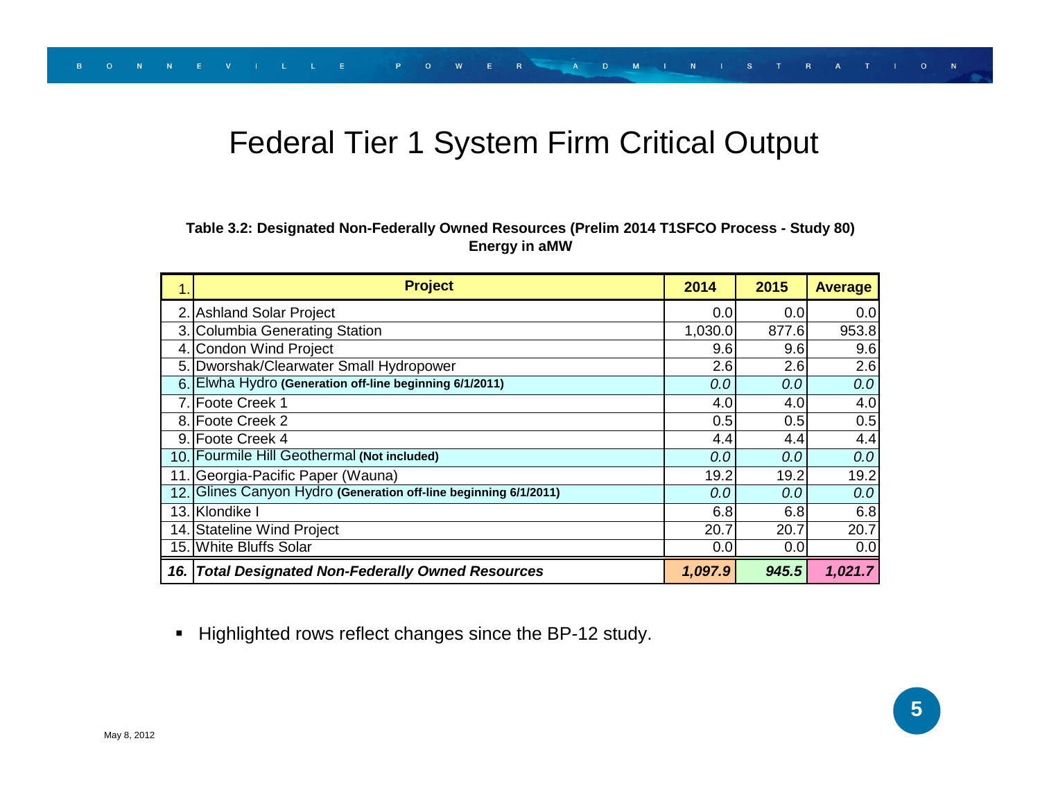# Federal Tier 1 System Firm Critical Output

**Table 3.2: Designated Non-Federally Owned Resources (Prelim 2014 T1SFCO Process - Study 80)**
**Energy in aMW**

| 1. | Project | 2014 | 2015 | Average |
|---|---|---|---|---|
| 2. | Ashland Solar Project | 0.0 | 0.0 | 0.0 |
| 3. | Columbia Generating Station | 1,030.0 | 877.6 | 953.8 |
| 4. | Condon Wind Project | 9.6 | 9.6 | 9.6 |
| 5. | Dworshak/Clearwater Small Hydropower | 2.6 | 2.6 | 2.6 |
| 6. | Elwha Hydro **(Generation off-line beginning 6/1/2011)** | *0.0* | *0.0* | *0.0* |
| 7. | Foote Creek 1 | 4.0 | 4.0 | 4.0 |
| 8. | Foote Creek 2 | 0.5 | 0.5 | 0.5 |
| 9. | Foote Creek 4 | 4.4 | 4.4 | 4.4 |
| 10. | Fourmile Hill Geothermal **(Not included)** | *0.0* | *0.0* | *0.0* |
| 11. | Georgia-Pacific Paper (Wauna) | 19.2 | 19.2 | 19.2 |
| 12. | Glines Canyon Hydro **(Generation off-line beginning 6/1/2011)** | *0.0* | *0.0* | *0.0* |
| 13. | Klondike I | 6.8 | 6.8 | 6.8 |
| 14. | Stateline Wind Project | 20.7 | 20.7 | 20.7 |
| 15. | White Bluffs Solar | 0.0 | 0.0 | 0.0 |
| ***16.*** | ***Total Designated Non-Federally Owned Resources*** | ***1,097.9*** | ***945.5*** | ***1,021.7*** |

- Highlighted rows reflect changes since the BP-12 study.

May 8, 2012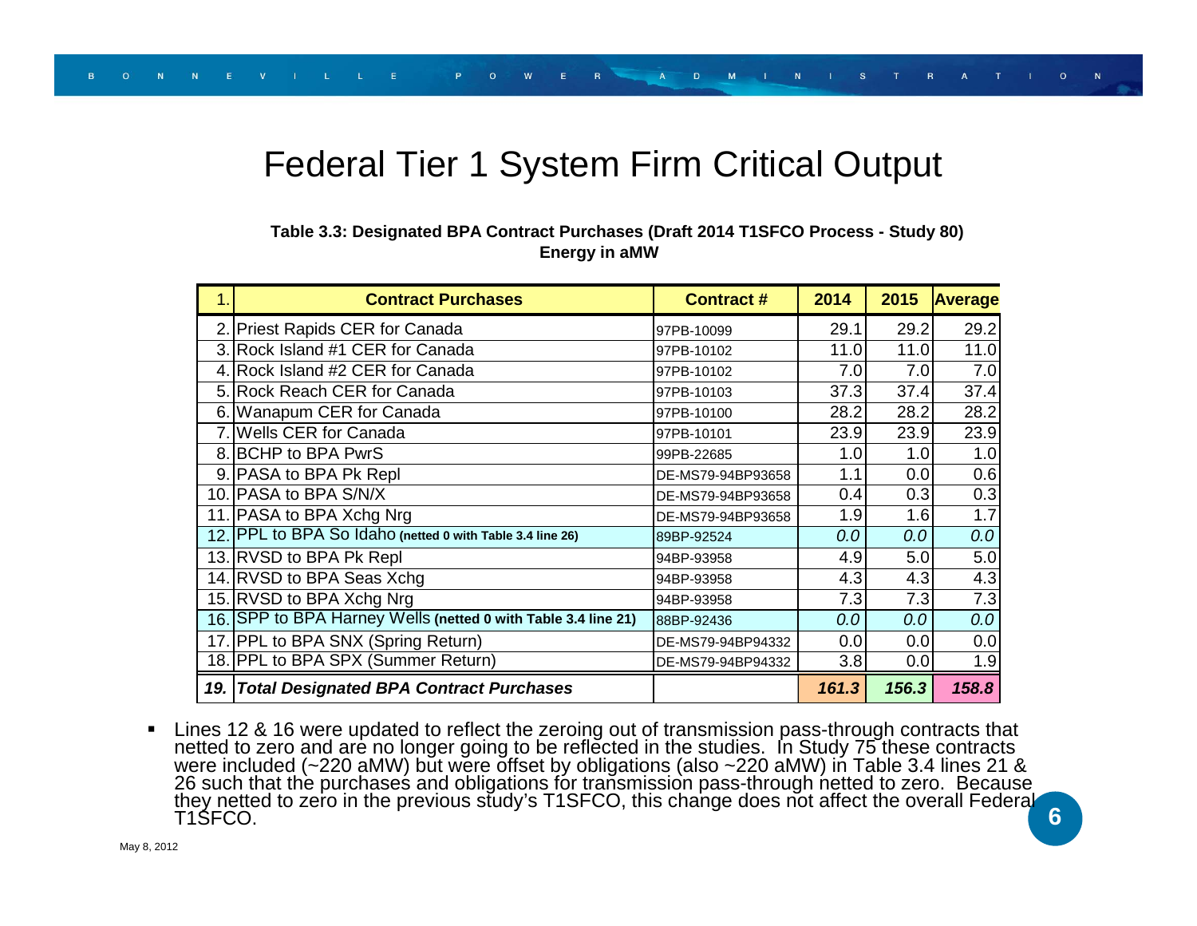# Federal Tier 1 System Firm Critical Output

**Table 3.3: Designated BPA Contract Purchases (Draft 2014 T1SFCO Process - Study 80)**
**Energy in aMW**

| 1. | Contract Purchases | Contract # | 2014 | 2015 | Average |
|---|---|---|---|---|---|
| 2. | Priest Rapids CER for Canada | 97PB-10099 | 29.1 | 29.2 | 29.2 |
| 3. | Rock Island #1 CER for Canada | 97PB-10102 | 11.0 | 11.0 | 11.0 |
| 4. | Rock Island #2 CER for Canada | 97PB-10102 | 7.0 | 7.0 | 7.0 |
| 5. | Rock Reach CER for Canada | 97PB-10103 | 37.3 | 37.4 | 37.4 |
| 6. | Wanapum CER for Canada | 97PB-10100 | 28.2 | 28.2 | 28.2 |
| 7. | Wells CER for Canada | 97PB-10101 | 23.9 | 23.9 | 23.9 |
| 8. | BCHP to BPA PwrS | 99PB-22685 | 1.0 | 1.0 | 1.0 |
| 9. | PASA to BPA Pk Repl | DE-MS79-94BP93658 | 1.1 | 0.0 | 0.6 |
| 10. | PASA to BPA S/N/X | DE-MS79-94BP93658 | 0.4 | 0.3 | 0.3 |
| 11. | PASA to BPA Xchg Nrg | DE-MS79-94BP93658 | 1.9 | 1.6 | 1.7 |
| 12. | PPL to BPA So Idaho **(netted 0 with Table 3.4 line 26)** | 89BP-92524 | *0.0* | *0.0* | *0.0* |
| 13. | RVSD to BPA Pk Repl | 94BP-93958 | 4.9 | 5.0 | 5.0 |
| 14. | RVSD to BPA Seas Xchg | 94BP-93958 | 4.3 | 4.3 | 4.3 |
| 15. | RVSD to BPA Xchg Nrg | 94BP-93958 | 7.3 | 7.3 | 7.3 |
| 16. | SPP to BPA Harney Wells **(netted 0 with Table 3.4 line 21)** | 88BP-92436 | *0.0* | *0.0* | *0.0* |
| 17. | PPL to BPA SNX (Spring Return) | DE-MS79-94BP94332 | 0.0 | 0.0 | 0.0 |
| 18. | PPL to BPA SPX (Summer Return) | DE-MS79-94BP94332 | 3.8 | 0.0 | 1.9 |
| ***19.*** | ***Total Designated BPA Contract Purchases*** | | ***161.3*** | ***156.3*** | ***158.8*** |

- Lines 12 & 16 were updated to reflect the zeroing out of transmission pass-through contracts that netted to zero and are no longer going to be reflected in the studies. In Study 75 these contracts were included (~220 aMW) but were offset by obligations (also ~220 aMW) in Table 3.4 lines 21 & 26 such that the purchases and obligations for transmission pass-through netted to zero. Because they netted to zero in the previous study's T1SFCO, this change does not affect the overall Federal T1SFCO.

May 8, 2012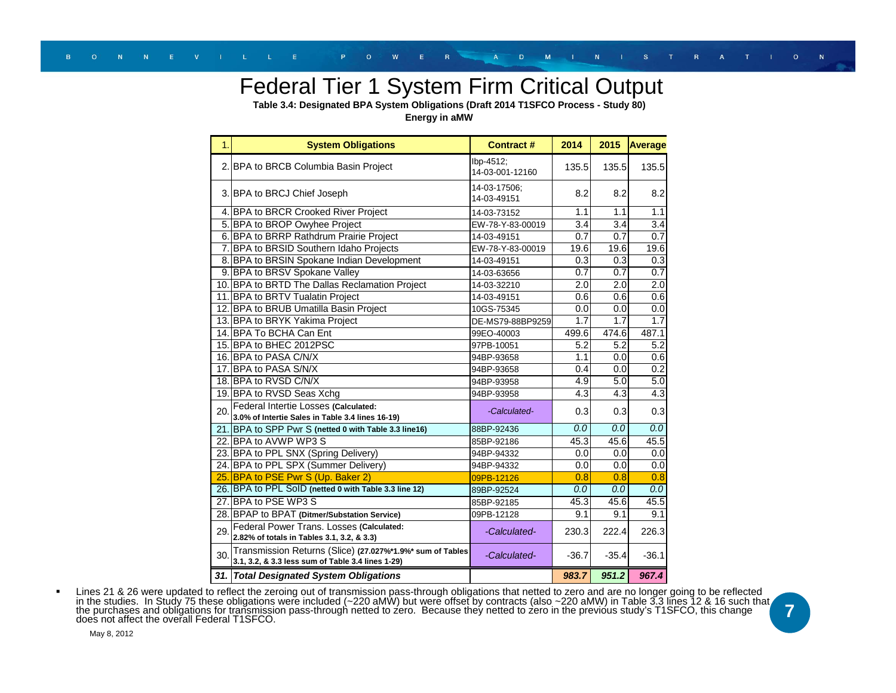# Federal Tier 1 System Firm Critical Output

**Table 3.4: Designated BPA System Obligations (Draft 2014 T1SFCO Process - Study 80)**

**Energy in aMW**

| 1. | System Obligations | Contract # | 2014 | 2015 | Average |
|---|---|---|---|---|---|
| 2. | BPA to BRCB Columbia Basin Project | Ibp-4512; 14-03-001-12160 | 135.5 | 135.5 | 135.5 |
| 3. | BPA to BRCJ Chief Joseph | 14-03-17506; 14-03-49151 | 8.2 | 8.2 | 8.2 |
| 4. | BPA to BRCR Crooked River Project | 14-03-73152 | 1.1 | 1.1 | 1.1 |
| 5. | BPA to BROP Owyhee Project | EW-78-Y-83-00019 | 3.4 | 3.4 | 3.4 |
| 6. | BPA to BRRP Rathdrum Prairie Project | 14-03-49151 | 0.7 | 0.7 | 0.7 |
| 7. | BPA to BRSID Southern Idaho Projects | EW-78-Y-83-00019 | 19.6 | 19.6 | 19.6 |
| 8. | BPA to BRSIN Spokane Indian Development | 14-03-49151 | 0.3 | 0.3 | 0.3 |
| 9. | BPA to BRSV Spokane Valley | 14-03-63656 | 0.7 | 0.7 | 0.7 |
| 10. | BPA to BRTD The Dallas Reclamation Project | 14-03-32210 | 2.0 | 2.0 | 2.0 |
| 11. | BPA to BRTV Tualatin Project | 14-03-49151 | 0.6 | 0.6 | 0.6 |
| 12. | BPA to BRUB Umatilla Basin Project | 10GS-75345 | 0.0 | 0.0 | 0.0 |
| 13. | BPA to BRYK Yakima Project | DE-MS79-88BP9259 | 1.7 | 1.7 | 1.7 |
| 14. | BPA To BCHA Can Ent | 99EO-40003 | 499.6 | 474.6 | 487.1 |
| 15. | BPA to BHEC 2012PSC | 97PB-10051 | 5.2 | 5.2 | 5.2 |
| 16. | BPA to PASA C/N/X | 94BP-93658 | 1.1 | 0.0 | 0.6 |
| 17. | BPA to PASA S/N/X | 94BP-93658 | 0.4 | 0.0 | 0.2 |
| 18. | BPA to RVSD C/N/X | 94BP-93958 | 4.9 | 5.0 | 5.0 |
| 19. | BPA to RVSD Seas Xchg | 94BP-93958 | 4.3 | 4.3 | 4.3 |
| 20. | Federal Intertie Losses **(Calculated: 3.0% of Intertie Sales in Table 3.4 lines 16-19)** | *-Calculated-* | 0.3 | 0.3 | 0.3 |
| 21. | BPA to SPP Pwr S **(netted 0 with Table 3.3 line16)** | 88BP-92436 | *0.0* | *0.0* | *0.0* |
| 22. | BPA to AVWP WP3 S | 85BP-92186 | 45.3 | 45.6 | 45.5 |
| 23. | BPA to PPL SNX (Spring Delivery) | 94BP-94332 | 0.0 | 0.0 | 0.0 |
| 24. | BPA to PPL SPX (Summer Delivery) | 94BP-94332 | 0.0 | 0.0 | 0.0 |
| 25. | BPA to PSE Pwr S (Up. Baker 2) | 09PB-12126 | 0.8 | 0.8 | 0.8 |
| 26. | BPA to PPL SolD **(netted 0 with Table 3.3 line 12)** | 89BP-92524 | *0.0* | *0.0* | *0.0* |
| 27. | BPA to PSE WP3 S | 85BP-92185 | 45.3 | 45.6 | 45.5 |
| 28. | BPAP to BPAT **(Ditmer/Substation Service)** | 09PB-12128 | 9.1 | 9.1 | 9.1 |
| 29. | Federal Power Trans. Losses **(Calculated: 2.82% of totals in Tables 3.1, 3.2, & 3.3)** | *-Calculated-* | 230.3 | 222.4 | 226.3 |
| 30. | Transmission Returns (Slice) **(27.027%*1.9%* sum of Tables 3.1, 3.2, & 3.3 less sum of Table 3.4 lines 1-29)** | *-Calculated-* | -36.7 | -35.4 | -36.1 |
| ***31.*** | ***Total Designated System Obligations*** | | ***983.7*** | ***951.2*** | ***967.4*** |

- Lines 21 & 26 were updated to reflect the zeroing out of transmission pass-through obligations that netted to zero and are no longer going to be reflected in the studies. In Study 75 these obligations were included (~220 aMW) but were offset by contracts (also ~220 aMW) in Table 3.3 lines 12 & 16 such that the purchases and obligations for transmission pass-through netted to zero. Because they netted to zero in the previous study's T1SFCO, this change does not affect the overall Federal T1SFCO.

May 8, 2012